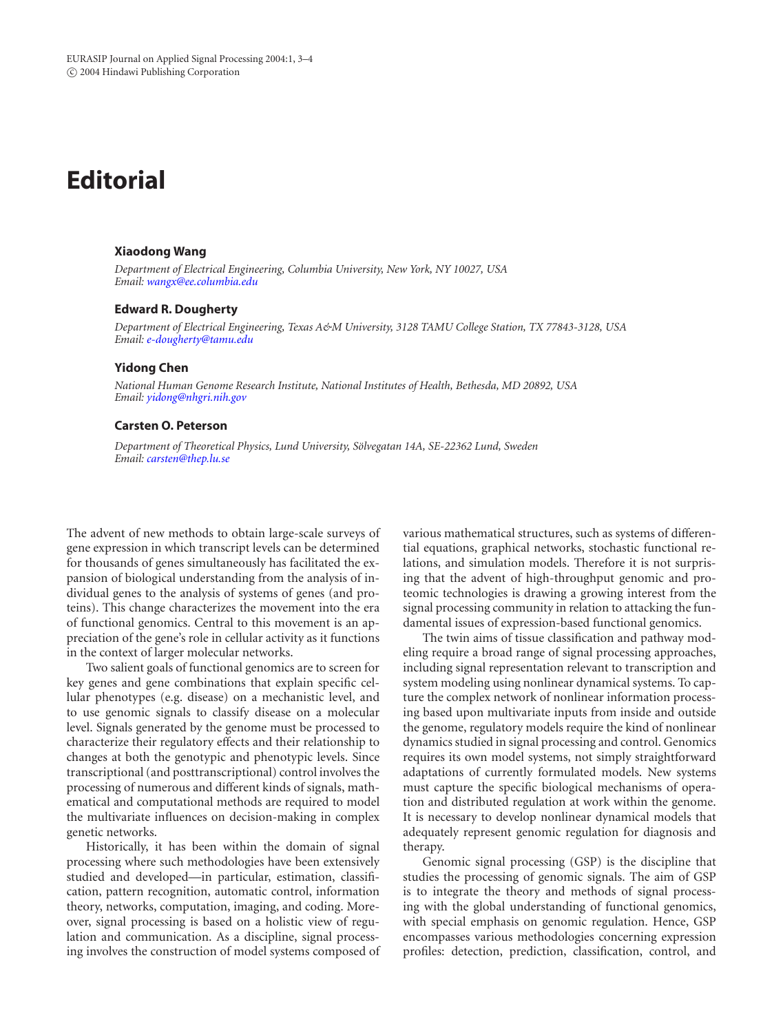# Editorial

**Xiaodong Wang**

*Department of Electrical Engineering, Columbia University, New York, NY 10027, USA*
*Email: wangx@ee.columbia.edu*

**Edward R. Dougherty**

*Department of Electrical Engineering, Texas A&M University, 3128 TAMU College Station, TX 77843-3128, USA*
*Email: e-dougherty@tamu.edu*

**Yidong Chen**

*National Human Genome Research Institute, National Institutes of Health, Bethesda, MD 20892, USA*
*Email: yidong@nhgri.nih.gov*

**Carsten O. Peterson**

*Department of Theoretical Physics, Lund University, Sölvegatan 14A, SE-22362 Lund, Sweden*
*Email: carsten@thep.lu.se*

The advent of new methods to obtain large-scale surveys of gene expression in which transcript levels can be determined for thousands of genes simultaneously has facilitated the expansion of biological understanding from the analysis of individual genes to the analysis of systems of genes (and proteins). This change characterizes the movement into the era of functional genomics. Central to this movement is an appreciation of the gene's role in cellular activity as it functions in the context of larger molecular networks.

Two salient goals of functional genomics are to screen for key genes and gene combinations that explain specific cellular phenotypes (e.g. disease) on a mechanistic level, and to use genomic signals to classify disease on a molecular level. Signals generated by the genome must be processed to characterize their regulatory effects and their relationship to changes at both the genotypic and phenotypic levels. Since transcriptional (and posttranscriptional) control involves the processing of numerous and different kinds of signals, mathematical and computational methods are required to model the multivariate influences on decision-making in complex genetic networks.

Historically, it has been within the domain of signal processing where such methodologies have been extensively studied and developed—in particular, estimation, classification, pattern recognition, automatic control, information theory, networks, computation, imaging, and coding. Moreover, signal processing is based on a holistic view of regulation and communication. As a discipline, signal processing involves the construction of model systems composed of various mathematical structures, such as systems of differential equations, graphical networks, stochastic functional relations, and simulation models. Therefore it is not surprising that the advent of high-throughput genomic and proteomic technologies is drawing a growing interest from the signal processing community in relation to attacking the fundamental issues of expression-based functional genomics.

The twin aims of tissue classification and pathway modeling require a broad range of signal processing approaches, including signal representation relevant to transcription and system modeling using nonlinear dynamical systems. To capture the complex network of nonlinear information processing based upon multivariate inputs from inside and outside the genome, regulatory models require the kind of nonlinear dynamics studied in signal processing and control. Genomics requires its own model systems, not simply straightforward adaptations of currently formulated models. New systems must capture the specific biological mechanisms of operation and distributed regulation at work within the genome. It is necessary to develop nonlinear dynamical models that adequately represent genomic regulation for diagnosis and therapy.

Genomic signal processing (GSP) is the discipline that studies the processing of genomic signals. The aim of GSP is to integrate the theory and methods of signal processing with the global understanding of functional genomics, with special emphasis on genomic regulation. Hence, GSP encompasses various methodologies concerning expression profiles: detection, prediction, classification, control, and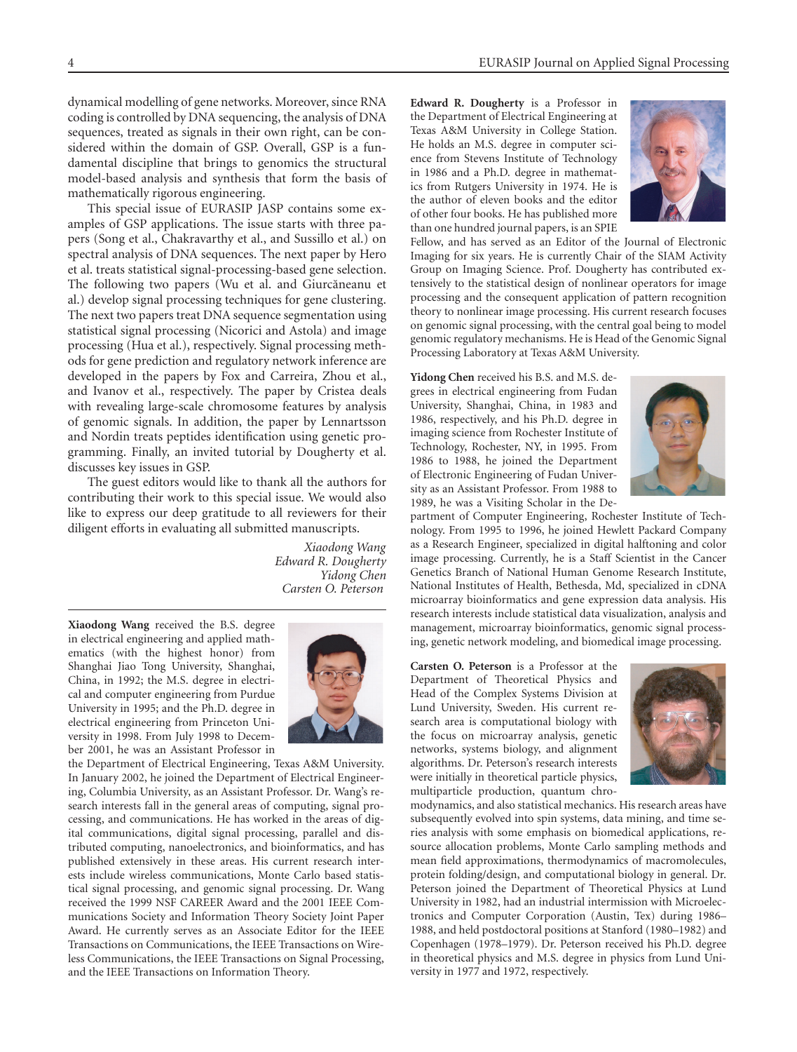dynamical modelling of gene networks. Moreover, since RNA coding is controlled by DNA sequencing, the analysis of DNA sequences, treated as signals in their own right, can be considered within the domain of GSP. Overall, GSP is a fundamental discipline that brings to genomics the structural model-based analysis and synthesis that form the basis of mathematically rigorous engineering.

This special issue of EURASIP JASP contains some examples of GSP applications. The issue starts with three papers (Song et al., Chakravarthy et al., and Sussillo et al.) on spectral analysis of DNA sequences. The next paper by Hero et al. treats statistical signal-processing-based gene selection. The following two papers (Wu et al. and Giurcăneanu et al.) develop signal processing techniques for gene clustering. The next two papers treat DNA sequence segmentation using statistical signal processing (Nicorici and Astola) and image processing (Hua et al.), respectively. Signal processing methods for gene prediction and regulatory network inference are developed in the papers by Fox and Carreira, Zhou et al., and Ivanov et al., respectively. The paper by Cristea deals with revealing large-scale chromosome features by analysis of genomic signals. In addition, the paper by Lennartsson and Nordin treats peptides identification using genetic programming. Finally, an invited tutorial by Dougherty et al. discusses key issues in GSP.

The guest editors would like to thank all the authors for contributing their work to this special issue. We would also like to express our deep gratitude to all reviewers for their diligent efforts in evaluating all submitted manuscripts.

*Xiaodong Wang*
*Edward R. Dougherty*
*Yidong Chen*
*Carsten O. Peterson*

---

**Xiaodong Wang** received the B.S. degree in electrical engineering and applied mathematics (with the highest honor) from Shanghai Jiao Tong University, Shanghai, China, in 1992; the M.S. degree in electrical and computer engineering from Purdue University in 1995; and the Ph.D. degree in electrical engineering from Princeton University in 1998. From July 1998 to December 2001, he was an Assistant Professor in the Department of Electrical Engineering, Texas A&M University. In January 2002, he joined the Department of Electrical Engineering, Columbia University, as an Assistant Professor. Dr. Wang's research interests fall in the general areas of computing, signal processing, and communications. He has worked in the areas of digital communications, digital signal processing, parallel and distributed computing, nanoelectronics, and bioinformatics, and has published extensively in these areas. His current research interests include wireless communications, Monte Carlo based statistical signal processing, and genomic signal processing. Dr. Wang received the 1999 NSF CAREER Award and the 2001 IEEE Communications Society and Information Theory Society Joint Paper Award. He currently serves as an Associate Editor for the IEEE Transactions on Communications, the IEEE Transactions on Wireless Communications, the IEEE Transactions on Signal Processing, and the IEEE Transactions on Information Theory.

**Edward R. Dougherty** is a Professor in the Department of Electrical Engineering at Texas A&M University in College Station. He holds an M.S. degree in computer science from Stevens Institute of Technology in 1986 and a Ph.D. degree in mathematics from Rutgers University in 1974. He is the author of eleven books and the editor of other four books. He has published more than one hundred journal papers, is an SPIE Fellow, and has served as an Editor of the Journal of Electronic Imaging for six years. He is currently Chair of the SIAM Activity Group on Imaging Science. Prof. Dougherty has contributed extensively to the statistical design of nonlinear operators for image processing and the consequent application of pattern recognition theory to nonlinear image processing. His current research focuses on genomic signal processing, with the central goal being to model genomic regulatory mechanisms. He is Head of the Genomic Signal Processing Laboratory at Texas A&M University.

**Yidong Chen** received his B.S. and M.S. degrees in electrical engineering from Fudan University, Shanghai, China, in 1983 and 1986, respectively, and his Ph.D. degree in imaging science from Rochester Institute of Technology, Rochester, NY, in 1995. From 1986 to 1988, he joined the Department of Electronic Engineering of Fudan University as an Assistant Professor. From 1988 to 1989, he was a Visiting Scholar in the Department of Computer Engineering, Rochester Institute of Technology. From 1995 to 1996, he joined Hewlett Packard Company as a Research Engineer, specialized in digital halftoning and color image processing. Currently, he is a Staff Scientist in the Cancer Genetics Branch of National Human Genome Research Institute, National Institutes of Health, Bethesda, Md, specialized in cDNA microarray bioinformatics and gene expression data analysis. His research interests include statistical data visualization, analysis and management, microarray bioinformatics, genomic signal processing, genetic network modeling, and biomedical image processing.

**Carsten O. Peterson** is a Professor at the Department of Theoretical Physics and Head of the Complex Systems Division at Lund University, Sweden. His current research area is computational biology with the focus on microarray analysis, genetic networks, systems biology, and alignment algorithms. Dr. Peterson's research interests were initially in theoretical particle physics, multiparticle production, quantum chromodynamics, and also statistical mechanics. His research areas have subsequently evolved into spin systems, data mining, and time series analysis with some emphasis on biomedical applications, resource allocation problems, Monte Carlo sampling methods and mean field approximations, thermodynamics of macromolecules, protein folding/design, and computational biology in general. Dr. Peterson joined the Department of Theoretical Physics at Lund University in 1982, had an industrial intermission with Microelectronics and Computer Corporation (Austin, Tex) during 1986–1988, and held postdoctoral positions at Stanford (1980–1982) and Copenhagen (1978–1979). Dr. Peterson received his Ph.D. degree in theoretical physics and M.S. degree in physics from Lund University in 1977 and 1972, respectively.